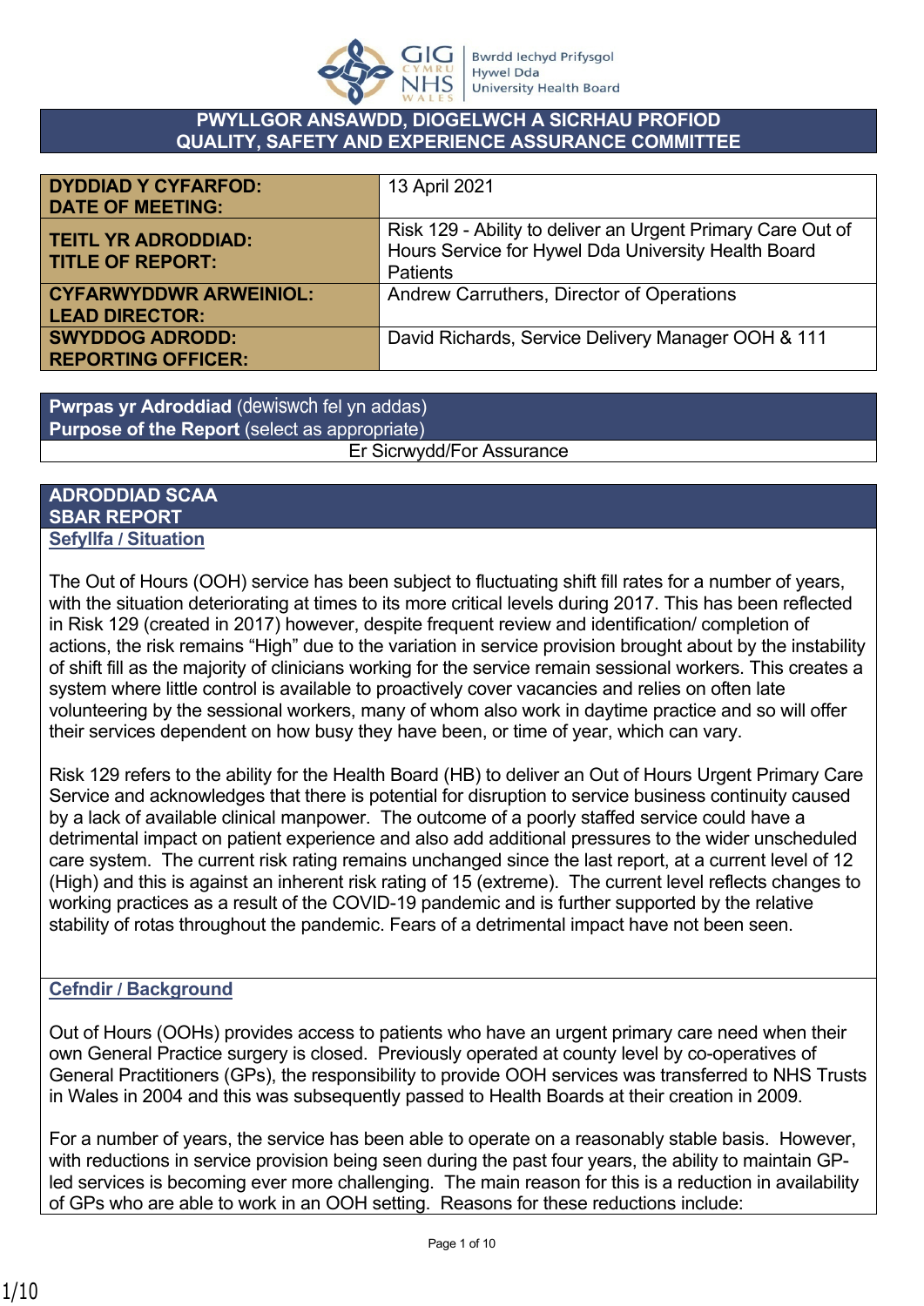## PWYLLGOR ANSAWDD, DIOGELWCH A SICRHAU PROFIOD
## QUALITY, SAFETY AND EXPERIENCE ASSURANCE COMMITTEE

| | |
|---|---|
| **DYDDIAD Y CYFARFOD: DATE OF MEETING:** | 13 April 2021 |
| **TEITL YR ADRODDIAD: TITLE OF REPORT:** | Risk 129 - Ability to deliver an Urgent Primary Care Out of Hours Service for Hywel Dda University Health Board Patients |
| **CYFARWYDDWR ARWEINIOL: LEAD DIRECTOR:** | Andrew Carruthers, Director of Operations |
| **SWYDDOG ADRODD: REPORTING OFFICER:** | David Richards, Service Delivery Manager OOH & 111 |

| **Pwrpas yr Adroddiad** (dewiswch fel yn addas)<br>**Purpose of the Report** (select as appropriate) |
|---|
| Er Sicrwydd/For Assurance |

## ADRODDIAD SCAA
## SBAR REPORT

### Sefyllfa / Situation

The Out of Hours (OOH) service has been subject to fluctuating shift fill rates for a number of years, with the situation deteriorating at times to its more critical levels during 2017. This has been reflected in Risk 129 (created in 2017) however, despite frequent review and identification/ completion of actions, the risk remains "High" due to the variation in service provision brought about by the instability of shift fill as the majority of clinicians working for the service remain sessional workers. This creates a system where little control is available to proactively cover vacancies and relies on often late volunteering by the sessional workers, many of whom also work in daytime practice and so will offer their services dependent on how busy they have been, or time of year, which can vary.

Risk 129 refers to the ability for the Health Board (HB) to deliver an Out of Hours Urgent Primary Care Service and acknowledges that there is potential for disruption to service business continuity caused by a lack of available clinical manpower. The outcome of a poorly staffed service could have a detrimental impact on patient experience and also add additional pressures to the wider unscheduled care system. The current risk rating remains unchanged since the last report, at a current level of 12 (High) and this is against an inherent risk rating of 15 (extreme). The current level reflects changes to working practices as a result of the COVID-19 pandemic and is further supported by the relative stability of rotas throughout the pandemic. Fears of a detrimental impact have not been seen.

### Cefndir / Background

Out of Hours (OOHs) provides access to patients who have an urgent primary care need when their own General Practice surgery is closed. Previously operated at county level by co-operatives of General Practitioners (GPs), the responsibility to provide OOH services was transferred to NHS Trusts in Wales in 2004 and this was subsequently passed to Health Boards at their creation in 2009.

For a number of years, the service has been able to operate on a reasonably stable basis. However, with reductions in service provision being seen during the past four years, the ability to maintain GP-led services is becoming ever more challenging. The main reason for this is a reduction in availability of GPs who are able to work in an OOH setting. Reasons for these reductions include: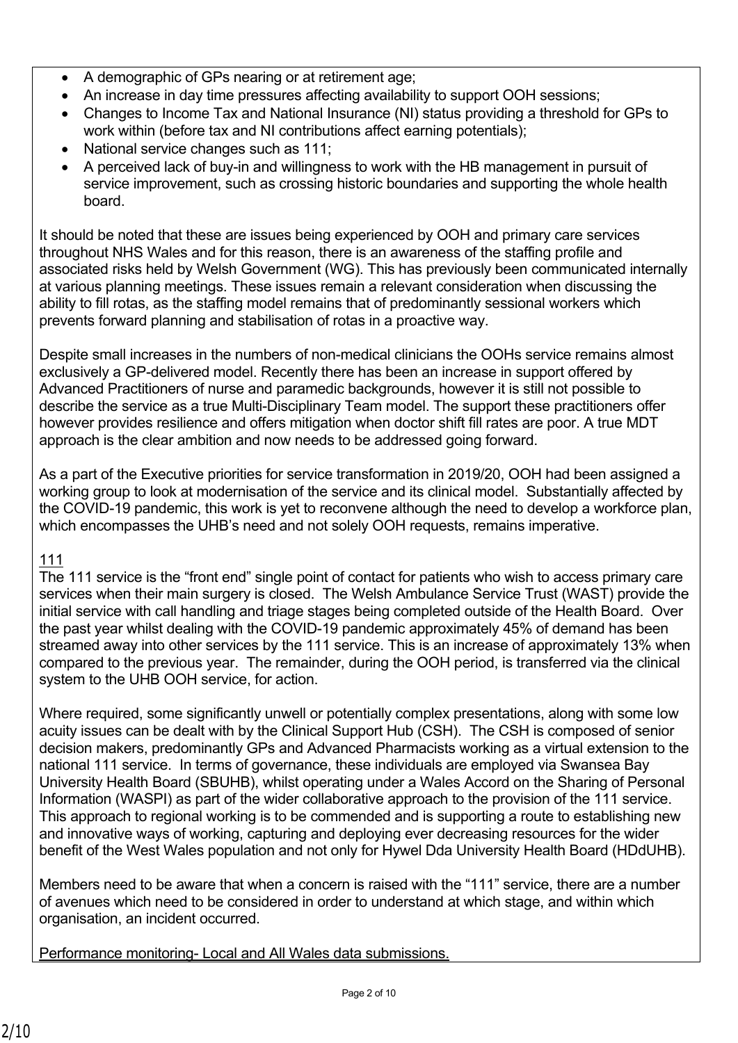- A demographic of GPs nearing or at retirement age;
- An increase in day time pressures affecting availability to support OOH sessions;
- Changes to Income Tax and National Insurance (NI) status providing a threshold for GPs to work within (before tax and NI contributions affect earning potentials);
- National service changes such as 111;
- A perceived lack of buy-in and willingness to work with the HB management in pursuit of service improvement, such as crossing historic boundaries and supporting the whole health board.

It should be noted that these are issues being experienced by OOH and primary care services throughout NHS Wales and for this reason, there is an awareness of the staffing profile and associated risks held by Welsh Government (WG). This has previously been communicated internally at various planning meetings. These issues remain a relevant consideration when discussing the ability to fill rotas, as the staffing model remains that of predominantly sessional workers which prevents forward planning and stabilisation of rotas in a proactive way.

Despite small increases in the numbers of non-medical clinicians the OOHs service remains almost exclusively a GP-delivered model. Recently there has been an increase in support offered by Advanced Practitioners of nurse and paramedic backgrounds, however it is still not possible to describe the service as a true Multi-Disciplinary Team model. The support these practitioners offer however provides resilience and offers mitigation when doctor shift fill rates are poor. A true MDT approach is the clear ambition and now needs to be addressed going forward.

As a part of the Executive priorities for service transformation in 2019/20, OOH had been assigned a working group to look at modernisation of the service and its clinical model. Substantially affected by the COVID-19 pandemic, this work is yet to reconvene although the need to develop a workforce plan, which encompasses the UHB's need and not solely OOH requests, remains imperative.

<u>111</u>

The 111 service is the "front end" single point of contact for patients who wish to access primary care services when their main surgery is closed. The Welsh Ambulance Service Trust (WAST) provide the initial service with call handling and triage stages being completed outside of the Health Board. Over the past year whilst dealing with the COVID-19 pandemic approximately 45% of demand has been streamed away into other services by the 111 service. This is an increase of approximately 13% when compared to the previous year. The remainder, during the OOH period, is transferred via the clinical system to the UHB OOH service, for action.

Where required, some significantly unwell or potentially complex presentations, along with some low acuity issues can be dealt with by the Clinical Support Hub (CSH). The CSH is composed of senior decision makers, predominantly GPs and Advanced Pharmacists working as a virtual extension to the national 111 service. In terms of governance, these individuals are employed via Swansea Bay University Health Board (SBUHB), whilst operating under a Wales Accord on the Sharing of Personal Information (WASPI) as part of the wider collaborative approach to the provision of the 111 service. This approach to regional working is to be commended and is supporting a route to establishing new and innovative ways of working, capturing and deploying ever decreasing resources for the wider benefit of the West Wales population and not only for Hywel Dda University Health Board (HDdUHB).

Members need to be aware that when a concern is raised with the "111" service, there are a number of avenues which need to be considered in order to understand at which stage, and within which organisation, an incident occurred.

<u>Performance monitoring- Local and All Wales data submissions.</u>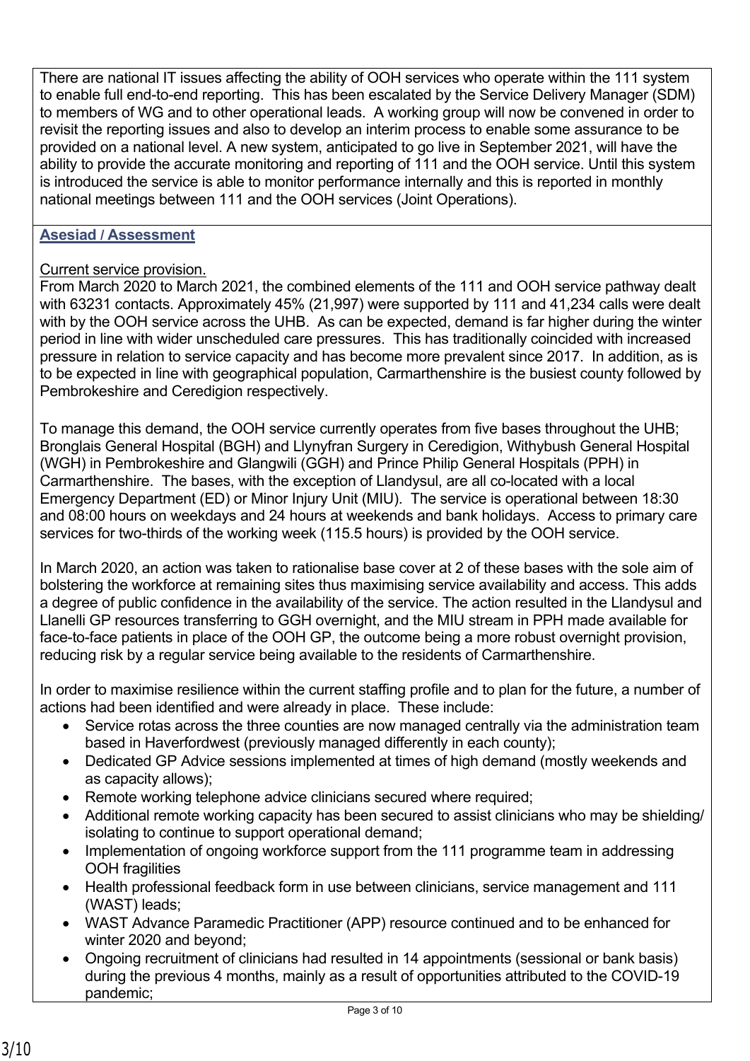There are national IT issues affecting the ability of OOH services who operate within the 111 system to enable full end-to-end reporting. This has been escalated by the Service Delivery Manager (SDM) to members of WG and to other operational leads. A working group will now be convened in order to revisit the reporting issues and also to develop an interim process to enable some assurance to be provided on a national level. A new system, anticipated to go live in September 2021, will have the ability to provide the accurate monitoring and reporting of 111 and the OOH service. Until this system is introduced the service is able to monitor performance internally and this is reported in monthly national meetings between 111 and the OOH services (Joint Operations).

## Asesiad / Assessment

Current service provision.

From March 2020 to March 2021, the combined elements of the 111 and OOH service pathway dealt with 63231 contacts. Approximately 45% (21,997) were supported by 111 and 41,234 calls were dealt with by the OOH service across the UHB. As can be expected, demand is far higher during the winter period in line with wider unscheduled care pressures. This has traditionally coincided with increased pressure in relation to service capacity and has become more prevalent since 2017. In addition, as is to be expected in line with geographical population, Carmarthenshire is the busiest county followed by Pembrokeshire and Ceredigion respectively.

To manage this demand, the OOH service currently operates from five bases throughout the UHB; Bronglais General Hospital (BGH) and Llynyfran Surgery in Ceredigion, Withybush General Hospital (WGH) in Pembrokeshire and Glangwili (GGH) and Prince Philip General Hospitals (PPH) in Carmarthenshire. The bases, with the exception of Llandysul, are all co-located with a local Emergency Department (ED) or Minor Injury Unit (MIU). The service is operational between 18:30 and 08:00 hours on weekdays and 24 hours at weekends and bank holidays. Access to primary care services for two-thirds of the working week (115.5 hours) is provided by the OOH service.

In March 2020, an action was taken to rationalise base cover at 2 of these bases with the sole aim of bolstering the workforce at remaining sites thus maximising service availability and access. This adds a degree of public confidence in the availability of the service. The action resulted in the Llandysul and Llanelli GP resources transferring to GGH overnight, and the MIU stream in PPH made available for face-to-face patients in place of the OOH GP, the outcome being a more robust overnight provision, reducing risk by a regular service being available to the residents of Carmarthenshire.

In order to maximise resilience within the current staffing profile and to plan for the future, a number of actions had been identified and were already in place. These include:

- Service rotas across the three counties are now managed centrally via the administration team based in Haverfordwest (previously managed differently in each county);
- Dedicated GP Advice sessions implemented at times of high demand (mostly weekends and as capacity allows);
- Remote working telephone advice clinicians secured where required;
- Additional remote working capacity has been secured to assist clinicians who may be shielding/ isolating to continue to support operational demand;
- Implementation of ongoing workforce support from the 111 programme team in addressing OOH fragilities
- Health professional feedback form in use between clinicians, service management and 111 (WAST) leads;
- WAST Advance Paramedic Practitioner (APP) resource continued and to be enhanced for winter 2020 and beyond;
- Ongoing recruitment of clinicians had resulted in 14 appointments (sessional or bank basis) during the previous 4 months, mainly as a result of opportunities attributed to the COVID-19 pandemic;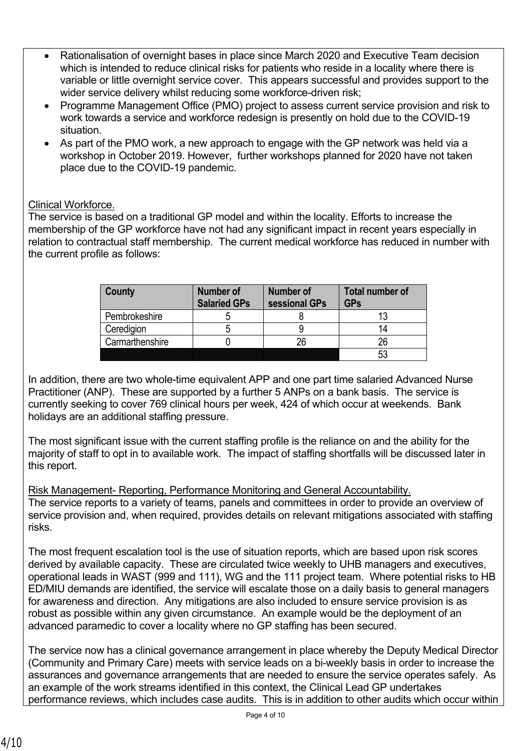- Rationalisation of overnight bases in place since March 2020 and Executive Team decision which is intended to reduce clinical risks for patients who reside in a locality where there is variable or little overnight service cover. This appears successful and provides support to the wider service delivery whilst reducing some workforce-driven risk;
- Programme Management Office (PMO) project to assess current service provision and risk to work towards a service and workforce redesign is presently on hold due to the COVID-19 situation.
- As part of the PMO work, a new approach to engage with the GP network was held via a workshop in October 2019. However, further workshops planned for 2020 have not taken place due to the COVID-19 pandemic.

Clinical Workforce.

The service is based on a traditional GP model and within the locality. Efforts to increase the membership of the GP workforce have not had any significant impact in recent years especially in relation to contractual staff membership. The current medical workforce has reduced in number with the current profile as follows:

| County | Number of Salaried GPs | Number of sessional GPs | Total number of GPs |
|---|---|---|---|
| Pembrokeshire | 5 | 8 | 13 |
| Ceredigion | 5 | 9 | 14 |
| Carmarthenshire | 0 | 26 | 26 |
| | | | 53 |

In addition, there are two whole-time equivalent APP and one part time salaried Advanced Nurse Practitioner (ANP). These are supported by a further 5 ANPs on a bank basis. The service is currently seeking to cover 769 clinical hours per week, 424 of which occur at weekends. Bank holidays are an additional staffing pressure.

The most significant issue with the current staffing profile is the reliance on and the ability for the majority of staff to opt in to available work. The impact of staffing shortfalls will be discussed later in this report.

Risk Management- Reporting, Performance Monitoring and General Accountability.

The service reports to a variety of teams, panels and committees in order to provide an overview of service provision and, when required, provides details on relevant mitigations associated with staffing risks.

The most frequent escalation tool is the use of situation reports, which are based upon risk scores derived by available capacity. These are circulated twice weekly to UHB managers and executives, operational leads in WAST (999 and 111), WG and the 111 project team. Where potential risks to HB ED/MIU demands are identified, the service will escalate those on a daily basis to general managers for awareness and direction. Any mitigations are also included to ensure service provision is as robust as possible within any given circumstance. An example would be the deployment of an advanced paramedic to cover a locality where no GP staffing has been secured.

The service now has a clinical governance arrangement in place whereby the Deputy Medical Director (Community and Primary Care) meets with service leads on a bi-weekly basis in order to increase the assurances and governance arrangements that are needed to ensure the service operates safely. As an example of the work streams identified in this context, the Clinical Lead GP undertakes performance reviews, which includes case audits. This is in addition to other audits which occur within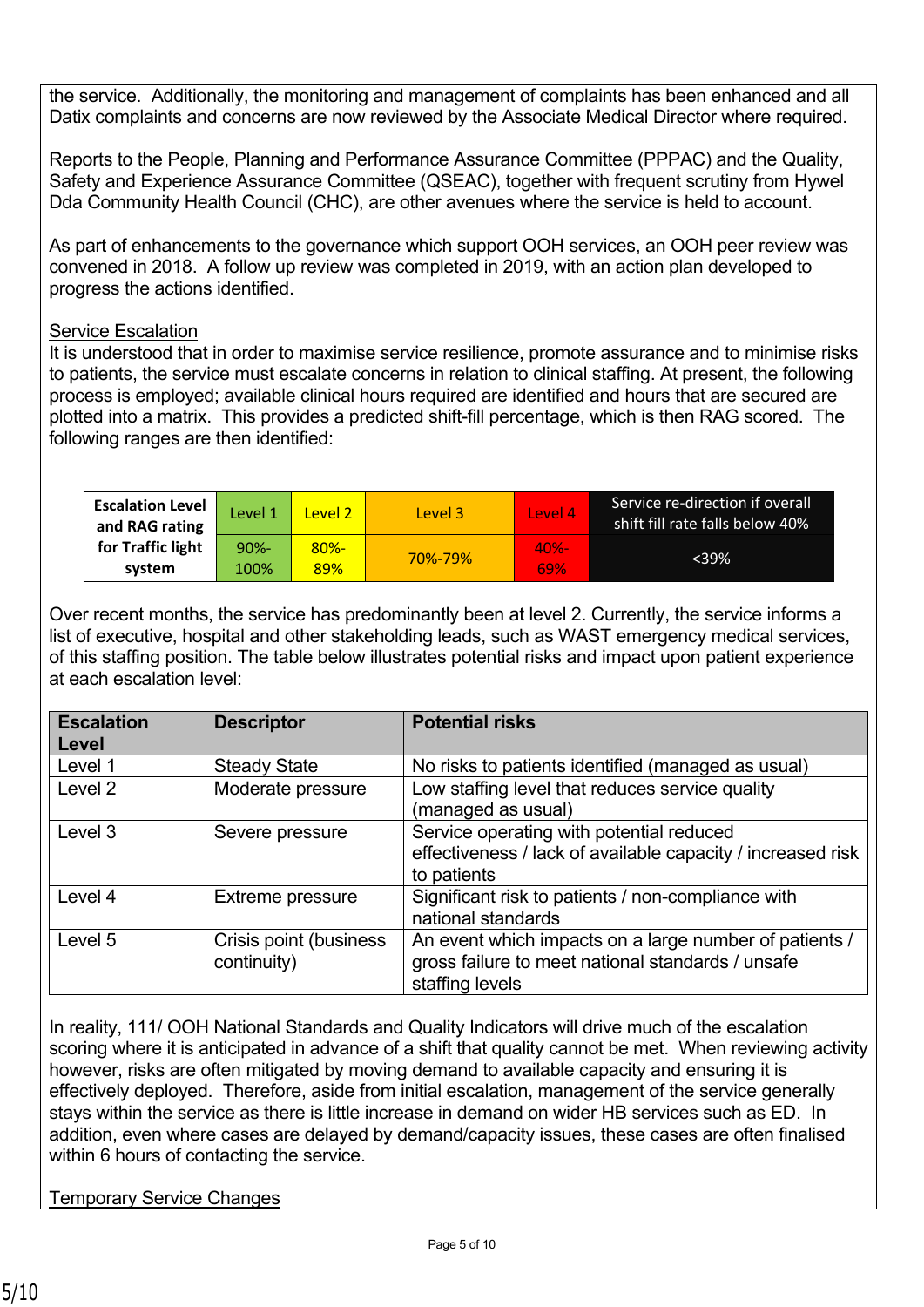the service. Additionally, the monitoring and management of complaints has been enhanced and all Datix complaints and concerns are now reviewed by the Associate Medical Director where required.

Reports to the People, Planning and Performance Assurance Committee (PPPAC) and the Quality, Safety and Experience Assurance Committee (QSEAC), together with frequent scrutiny from Hywel Dda Community Health Council (CHC), are other avenues where the service is held to account.

As part of enhancements to the governance which support OOH services, an OOH peer review was convened in 2018. A follow up review was completed in 2019, with an action plan developed to progress the actions identified.

Service Escalation

It is understood that in order to maximise service resilience, promote assurance and to minimise risks to patients, the service must escalate concerns in relation to clinical staffing. At present, the following process is employed; available clinical hours required are identified and hours that are secured are plotted into a matrix. This provides a predicted shift-fill percentage, which is then RAG scored. The following ranges are then identified:

| **Escalation Level and RAG rating for Traffic light system** | Level 1 | Level 2 | Level 3 | Level 4 | Service re-direction if overall shift fill rate falls below 40% |
|---|---|---|---|---|---|
| | 90%-100% | 80%-89% | 70%-79% | 40%-69% | <39% |

Over recent months, the service has predominantly been at level 2. Currently, the service informs a list of executive, hospital and other stakeholding leads, such as WAST emergency medical services, of this staffing position. The table below illustrates potential risks and impact upon patient experience at each escalation level:

| **Escalation Level** | **Descriptor** | **Potential risks** |
|---|---|---|
| Level 1 | Steady State | No risks to patients identified (managed as usual) |
| Level 2 | Moderate pressure | Low staffing level that reduces service quality (managed as usual) |
| Level 3 | Severe pressure | Service operating with potential reduced effectiveness / lack of available capacity / increased risk to patients |
| Level 4 | Extreme pressure | Significant risk to patients / non-compliance with national standards |
| Level 5 | Crisis point (business continuity) | An event which impacts on a large number of patients / gross failure to meet national standards / unsafe staffing levels |

In reality, 111/ OOH National Standards and Quality Indicators will drive much of the escalation scoring where it is anticipated in advance of a shift that quality cannot be met. When reviewing activity however, risks are often mitigated by moving demand to available capacity and ensuring it is effectively deployed. Therefore, aside from initial escalation, management of the service generally stays within the service as there is little increase in demand on wider HB services such as ED. In addition, even where cases are delayed by demand/capacity issues, these cases are often finalised within 6 hours of contacting the service.

Temporary Service Changes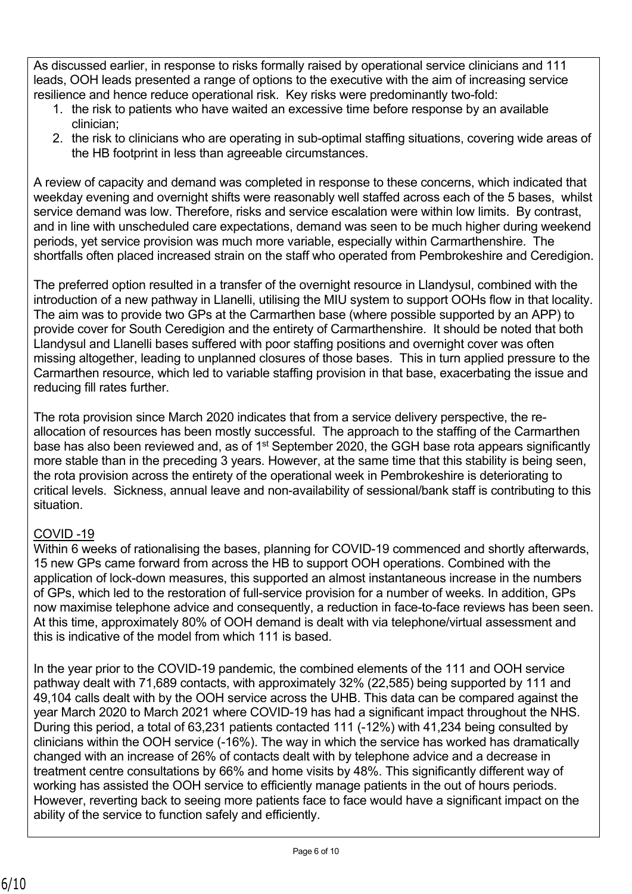As discussed earlier, in response to risks formally raised by operational service clinicians and 111 leads, OOH leads presented a range of options to the executive with the aim of increasing service resilience and hence reduce operational risk. Key risks were predominantly two-fold:

1. the risk to patients who have waited an excessive time before response by an available clinician;
2. the risk to clinicians who are operating in sub-optimal staffing situations, covering wide areas of the HB footprint in less than agreeable circumstances.

A review of capacity and demand was completed in response to these concerns, which indicated that weekday evening and overnight shifts were reasonably well staffed across each of the 5 bases, whilst service demand was low. Therefore, risks and service escalation were within low limits. By contrast, and in line with unscheduled care expectations, demand was seen to be much higher during weekend periods, yet service provision was much more variable, especially within Carmarthenshire. The shortfalls often placed increased strain on the staff who operated from Pembrokeshire and Ceredigion.

The preferred option resulted in a transfer of the overnight resource in Llandysul, combined with the introduction of a new pathway in Llanelli, utilising the MIU system to support OOHs flow in that locality. The aim was to provide two GPs at the Carmarthen base (where possible supported by an APP) to provide cover for South Ceredigion and the entirety of Carmarthenshire. It should be noted that both Llandysul and Llanelli bases suffered with poor staffing positions and overnight cover was often missing altogether, leading to unplanned closures of those bases. This in turn applied pressure to the Carmarthen resource, which led to variable staffing provision in that base, exacerbating the issue and reducing fill rates further.

The rota provision since March 2020 indicates that from a service delivery perspective, the re-allocation of resources has been mostly successful. The approach to the staffing of the Carmarthen base has also been reviewed and, as of 1st September 2020, the GGH base rota appears significantly more stable than in the preceding 3 years. However, at the same time that this stability is being seen, the rota provision across the entirety of the operational week in Pembrokeshire is deteriorating to critical levels. Sickness, annual leave and non-availability of sessional/bank staff is contributing to this situation.

COVID -19

Within 6 weeks of rationalising the bases, planning for COVID-19 commenced and shortly afterwards, 15 new GPs came forward from across the HB to support OOH operations. Combined with the application of lock-down measures, this supported an almost instantaneous increase in the numbers of GPs, which led to the restoration of full-service provision for a number of weeks. In addition, GPs now maximise telephone advice and consequently, a reduction in face-to-face reviews has been seen. At this time, approximately 80% of OOH demand is dealt with via telephone/virtual assessment and this is indicative of the model from which 111 is based.

In the year prior to the COVID-19 pandemic, the combined elements of the 111 and OOH service pathway dealt with 71,689 contacts, with approximately 32% (22,585) being supported by 111 and 49,104 calls dealt with by the OOH service across the UHB. This data can be compared against the year March 2020 to March 2021 where COVID-19 has had a significant impact throughout the NHS. During this period, a total of 63,231 patients contacted 111 (-12%) with 41,234 being consulted by clinicians within the OOH service (-16%). The way in which the service has worked has dramatically changed with an increase of 26% of contacts dealt with by telephone advice and a decrease in treatment centre consultations by 66% and home visits by 48%. This significantly different way of working has assisted the OOH service to efficiently manage patients in the out of hours periods. However, reverting back to seeing more patients face to face would have a significant impact on the ability of the service to function safely and efficiently.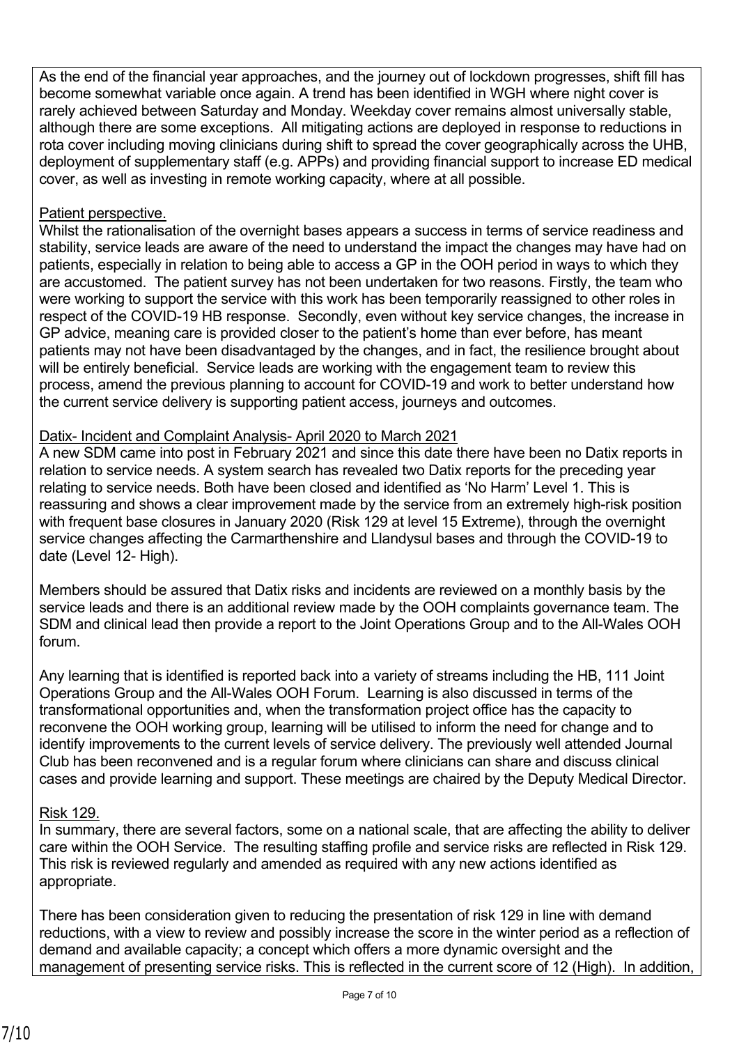As the end of the financial year approaches, and the journey out of lockdown progresses, shift fill has become somewhat variable once again. A trend has been identified in WGH where night cover is rarely achieved between Saturday and Monday. Weekday cover remains almost universally stable, although there are some exceptions. All mitigating actions are deployed in response to reductions in rota cover including moving clinicians during shift to spread the cover geographically across the UHB, deployment of supplementary staff (e.g. APPs) and providing financial support to increase ED medical cover, as well as investing in remote working capacity, where at all possible.

Patient perspective.

Whilst the rationalisation of the overnight bases appears a success in terms of service readiness and stability, service leads are aware of the need to understand the impact the changes may have had on patients, especially in relation to being able to access a GP in the OOH period in ways to which they are accustomed. The patient survey has not been undertaken for two reasons. Firstly, the team who were working to support the service with this work has been temporarily reassigned to other roles in respect of the COVID-19 HB response. Secondly, even without key service changes, the increase in GP advice, meaning care is provided closer to the patient's home than ever before, has meant patients may not have been disadvantaged by the changes, and in fact, the resilience brought about will be entirely beneficial. Service leads are working with the engagement team to review this process, amend the previous planning to account for COVID-19 and work to better understand how the current service delivery is supporting patient access, journeys and outcomes.

Datix- Incident and Complaint Analysis- April 2020 to March 2021

A new SDM came into post in February 2021 and since this date there have been no Datix reports in relation to service needs. A system search has revealed two Datix reports for the preceding year relating to service needs. Both have been closed and identified as 'No Harm' Level 1. This is reassuring and shows a clear improvement made by the service from an extremely high-risk position with frequent base closures in January 2020 (Risk 129 at level 15 Extreme), through the overnight service changes affecting the Carmarthenshire and Llandysul bases and through the COVID-19 to date (Level 12- High).

Members should be assured that Datix risks and incidents are reviewed on a monthly basis by the service leads and there is an additional review made by the OOH complaints governance team. The SDM and clinical lead then provide a report to the Joint Operations Group and to the All-Wales OOH forum.

Any learning that is identified is reported back into a variety of streams including the HB, 111 Joint Operations Group and the All-Wales OOH Forum. Learning is also discussed in terms of the transformational opportunities and, when the transformation project office has the capacity to reconvene the OOH working group, learning will be utilised to inform the need for change and to identify improvements to the current levels of service delivery. The previously well attended Journal Club has been reconvened and is a regular forum where clinicians can share and discuss clinical cases and provide learning and support. These meetings are chaired by the Deputy Medical Director.

Risk 129.

In summary, there are several factors, some on a national scale, that are affecting the ability to deliver care within the OOH Service. The resulting staffing profile and service risks are reflected in Risk 129. This risk is reviewed regularly and amended as required with any new actions identified as appropriate.

There has been consideration given to reducing the presentation of risk 129 in line with demand reductions, with a view to review and possibly increase the score in the winter period as a reflection of demand and available capacity; a concept which offers a more dynamic oversight and the management of presenting service risks. This is reflected in the current score of 12 (High). In addition,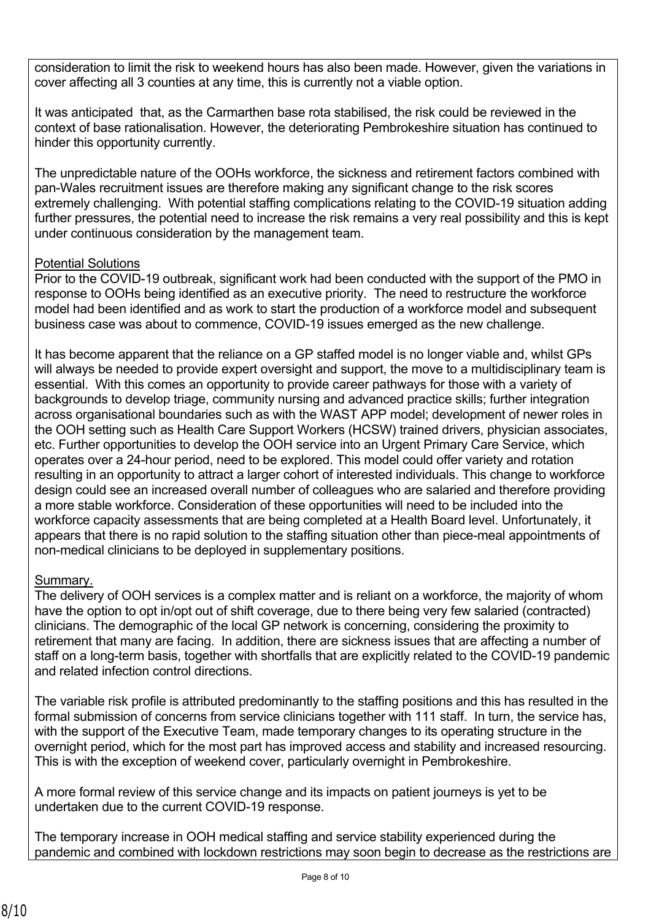consideration to limit the risk to weekend hours has also been made. However, given the variations in cover affecting all 3 counties at any time, this is currently not a viable option.

It was anticipated that, as the Carmarthen base rota stabilised, the risk could be reviewed in the context of base rationalisation. However, the deteriorating Pembrokeshire situation has continued to hinder this opportunity currently.

The unpredictable nature of the OOHs workforce, the sickness and retirement factors combined with pan-Wales recruitment issues are therefore making any significant change to the risk scores extremely challenging. With potential staffing complications relating to the COVID-19 situation adding further pressures, the potential need to increase the risk remains a very real possibility and this is kept under continuous consideration by the management team.

Potential Solutions

Prior to the COVID-19 outbreak, significant work had been conducted with the support of the PMO in response to OOHs being identified as an executive priority. The need to restructure the workforce model had been identified and as work to start the production of a workforce model and subsequent business case was about to commence, COVID-19 issues emerged as the new challenge.

It has become apparent that the reliance on a GP staffed model is no longer viable and, whilst GPs will always be needed to provide expert oversight and support, the move to a multidisciplinary team is essential. With this comes an opportunity to provide career pathways for those with a variety of backgrounds to develop triage, community nursing and advanced practice skills; further integration across organisational boundaries such as with the WAST APP model; development of newer roles in the OOH setting such as Health Care Support Workers (HCSW) trained drivers, physician associates, etc. Further opportunities to develop the OOH service into an Urgent Primary Care Service, which operates over a 24-hour period, need to be explored. This model could offer variety and rotation resulting in an opportunity to attract a larger cohort of interested individuals. This change to workforce design could see an increased overall number of colleagues who are salaried and therefore providing a more stable workforce. Consideration of these opportunities will need to be included into the workforce capacity assessments that are being completed at a Health Board level. Unfortunately, it appears that there is no rapid solution to the staffing situation other than piece-meal appointments of non-medical clinicians to be deployed in supplementary positions.

Summary.

The delivery of OOH services is a complex matter and is reliant on a workforce, the majority of whom have the option to opt in/opt out of shift coverage, due to there being very few salaried (contracted) clinicians. The demographic of the local GP network is concerning, considering the proximity to retirement that many are facing. In addition, there are sickness issues that are affecting a number of staff on a long-term basis, together with shortfalls that are explicitly related to the COVID-19 pandemic and related infection control directions.

The variable risk profile is attributed predominantly to the staffing positions and this has resulted in the formal submission of concerns from service clinicians together with 111 staff. In turn, the service has, with the support of the Executive Team, made temporary changes to its operating structure in the overnight period, which for the most part has improved access and stability and increased resourcing. This is with the exception of weekend cover, particularly overnight in Pembrokeshire.

A more formal review of this service change and its impacts on patient journeys is yet to be undertaken due to the current COVID-19 response.

The temporary increase in OOH medical staffing and service stability experienced during the pandemic and combined with lockdown restrictions may soon begin to decrease as the restrictions are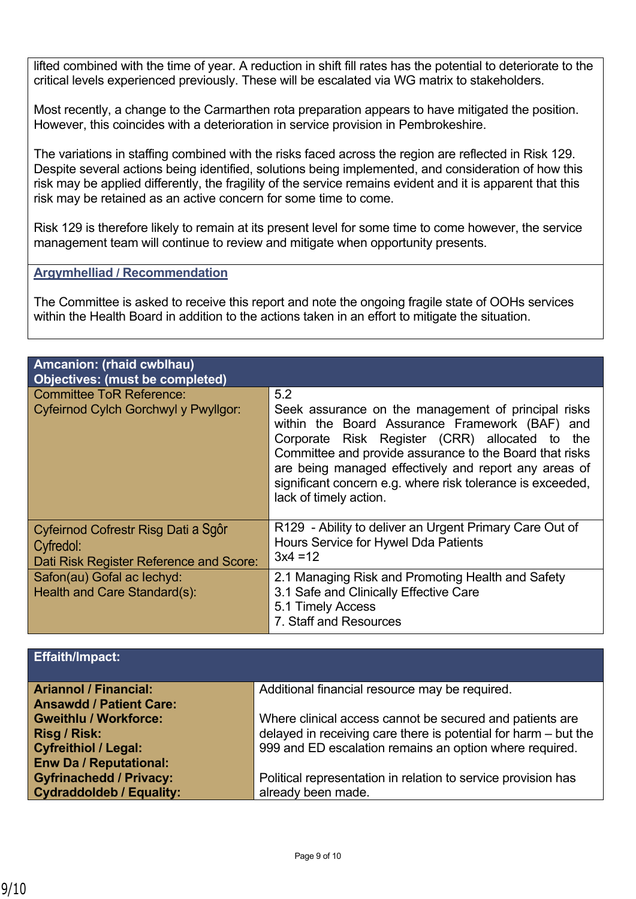lifted combined with the time of year. A reduction in shift fill rates has the potential to deteriorate to the critical levels experienced previously. These will be escalated via WG matrix to stakeholders.

Most recently, a change to the Carmarthen rota preparation appears to have mitigated the position. However, this coincides with a deterioration in service provision in Pembrokeshire.

The variations in staffing combined with the risks faced across the region are reflected in Risk 129. Despite several actions being identified, solutions being implemented, and consideration of how this risk may be applied differently, the fragility of the service remains evident and it is apparent that this risk may be retained as an active concern for some time to come.

Risk 129 is therefore likely to remain at its present level for some time to come however, the service management team will continue to review and mitigate when opportunity presents.

## Argymhelliad / Recommendation

The Committee is asked to receive this report and note the ongoing fragile state of OOHs services within the Health Board in addition to the actions taken in an effort to mitigate the situation.

| **Amcanion: (rhaid cwblhau)<br>Objectives: (must be completed)** | |
|---|---|
| Committee ToR Reference:<br>Cyfeirnod Cylch Gorchwyl y Pwyllgor: | 5.2<br>Seek assurance on the management of principal risks within the Board Assurance Framework (BAF) and Corporate Risk Register (CRR) allocated to the Committee and provide assurance to the Board that risks are being managed effectively and report any areas of significant concern e.g. where risk tolerance is exceeded, lack of timely action. |
| Cyfeirnod Cofrestr Risg Dati a Sgôr Cyfredol:<br>Dati Risk Register Reference and Score: | R129 - Ability to deliver an Urgent Primary Care Out of Hours Service for Hywel Dda Patients<br>3x4 =12 |
| Safon(au) Gofal ac Iechyd:<br>Health and Care Standard(s): | 2.1 Managing Risk and Promoting Health and Safety<br>3.1 Safe and Clinically Effective Care<br>5.1 Timely Access<br>7. Staff and Resources |

| **Effaith/Impact:** | |
|---|---|
| **Ariannol / Financial:**<br>**Ansawdd / Patient Care:**<br>**Gweithlu / Workforce:**<br>**Risg / Risk:**<br>**Cyfreithiol / Legal:**<br>**Enw Da / Reputational:**<br>**Gyfrinachedd / Privacy:**<br>**Cydraddoldeb / Equality:** | Additional financial resource may be required.<br><br>Where clinical access cannot be secured and patients are delayed in receiving care there is potential for harm – but the 999 and ED escalation remains an option where required.<br><br>Political representation in relation to service provision has already been made. |